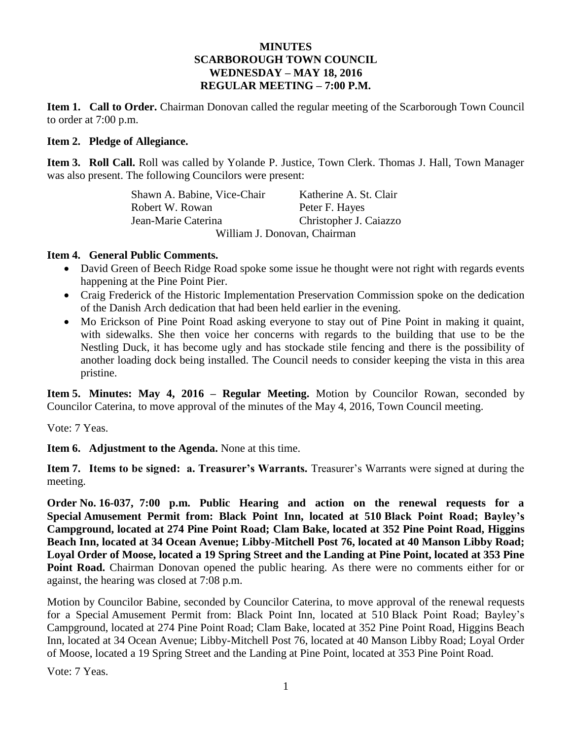# MINUTES
# SCARBOROUGH TOWN COUNCIL
# WEDNESDAY – MAY 18, 2016
# REGULAR MEETING – 7:00 P.M.

**Item 1. Call to Order.** Chairman Donovan called the regular meeting of the Scarborough Town Council to order at 7:00 p.m.

**Item 2. Pledge of Allegiance.**

**Item 3. Roll Call.** Roll was called by Yolande P. Justice, Town Clerk. Thomas J. Hall, Town Manager was also present. The following Councilors were present:

| | |
|---|---|
| Shawn A. Babine, Vice-Chair | Katherine A. St. Clair |
| Robert W. Rowan | Peter F. Hayes |
| Jean-Marie Caterina | Christopher J. Caiazzo |

William J. Donovan, Chairman

**Item 4. General Public Comments.**

- David Green of Beech Ridge Road spoke some issue he thought were not right with regards events happening at the Pine Point Pier.
- Craig Frederick of the Historic Implementation Preservation Commission spoke on the dedication of the Danish Arch dedication that had been held earlier in the evening.
- Mo Erickson of Pine Point Road asking everyone to stay out of Pine Point in making it quaint, with sidewalks. She then voice her concerns with regards to the building that use to be the Nestling Duck, it has become ugly and has stockade stile fencing and there is the possibility of another loading dock being installed. The Council needs to consider keeping the vista in this area pristine.

**Item 5. Minutes: May 4, 2016 – Regular Meeting.** Motion by Councilor Rowan, seconded by Councilor Caterina, to move approval of the minutes of the May 4, 2016, Town Council meeting.

Vote: 7 Yeas.

**Item 6. Adjustment to the Agenda.** None at this time.

**Item 7. Items to be signed: a. Treasurer's Warrants.** Treasurer's Warrants were signed at during the meeting.

**Order No. 16-037, 7:00 p.m. Public Hearing and action on the renewal requests for a Special Amusement Permit from: Black Point Inn, located at 510 Black Point Road; Bayley's Campground, located at 274 Pine Point Road; Clam Bake, located at 352 Pine Point Road, Higgins Beach Inn, located at 34 Ocean Avenue; Libby-Mitchell Post 76, located at 40 Manson Libby Road; Loyal Order of Moose, located a 19 Spring Street and the Landing at Pine Point, located at 353 Pine Point Road.** Chairman Donovan opened the public hearing. As there were no comments either for or against, the hearing was closed at 7:08 p.m.

Motion by Councilor Babine, seconded by Councilor Caterina, to move approval of the renewal requests for a Special Amusement Permit from: Black Point Inn, located at 510 Black Point Road; Bayley's Campground, located at 274 Pine Point Road; Clam Bake, located at 352 Pine Point Road, Higgins Beach Inn, located at 34 Ocean Avenue; Libby-Mitchell Post 76, located at 40 Manson Libby Road; Loyal Order of Moose, located a 19 Spring Street and the Landing at Pine Point, located at 353 Pine Point Road.

Vote: 7 Yeas.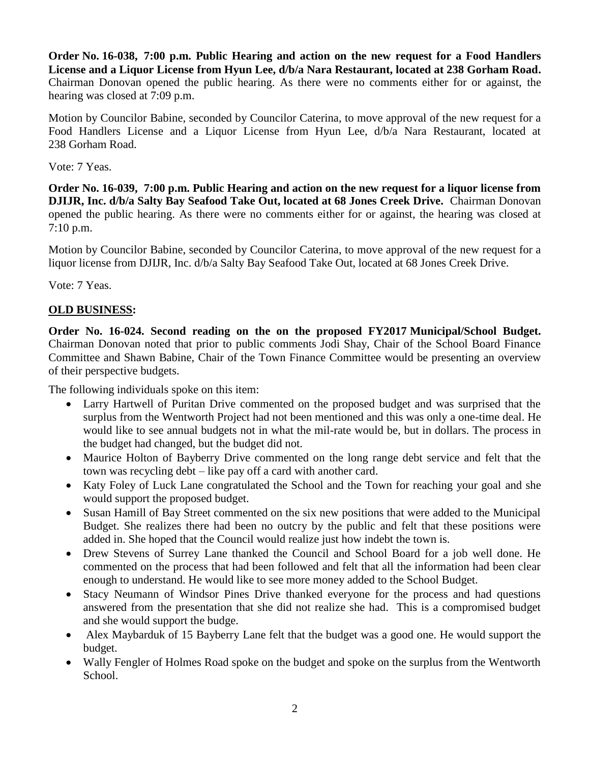**Order No. 16-038, 7:00 p.m. Public Hearing and action on the new request for a Food Handlers License and a Liquor License from Hyun Lee, d/b/a Nara Restaurant, located at 238 Gorham Road.** Chairman Donovan opened the public hearing. As there were no comments either for or against, the hearing was closed at 7:09 p.m.

Motion by Councilor Babine, seconded by Councilor Caterina, to move approval of the new request for a Food Handlers License and a Liquor License from Hyun Lee, d/b/a Nara Restaurant, located at 238 Gorham Road.

Vote: 7 Yeas.

**Order No. 16-039, 7:00 p.m. Public Hearing and action on the new request for a liquor license from DJIJR, Inc. d/b/a Salty Bay Seafood Take Out, located at 68 Jones Creek Drive.** Chairman Donovan opened the public hearing. As there were no comments either for or against, the hearing was closed at 7:10 p.m.

Motion by Councilor Babine, seconded by Councilor Caterina, to move approval of the new request for a liquor license from DJIJR, Inc. d/b/a Salty Bay Seafood Take Out, located at 68 Jones Creek Drive.

Vote: 7 Yeas.

**OLD BUSINESS:**

**Order No. 16-024. Second reading on the on the proposed FY2017 Municipal/School Budget.** Chairman Donovan noted that prior to public comments Jodi Shay, Chair of the School Board Finance Committee and Shawn Babine, Chair of the Town Finance Committee would be presenting an overview of their perspective budgets.

The following individuals spoke on this item:

- Larry Hartwell of Puritan Drive commented on the proposed budget and was surprised that the surplus from the Wentworth Project had not been mentioned and this was only a one-time deal. He would like to see annual budgets not in what the mil-rate would be, but in dollars. The process in the budget had changed, but the budget did not.
- Maurice Holton of Bayberry Drive commented on the long range debt service and felt that the town was recycling debt – like pay off a card with another card.
- Katy Foley of Luck Lane congratulated the School and the Town for reaching your goal and she would support the proposed budget.
- Susan Hamill of Bay Street commented on the six new positions that were added to the Municipal Budget. She realizes there had been no outcry by the public and felt that these positions were added in. She hoped that the Council would realize just how indebt the town is.
- Drew Stevens of Surrey Lane thanked the Council and School Board for a job well done. He commented on the process that had been followed and felt that all the information had been clear enough to understand. He would like to see more money added to the School Budget.
- Stacy Neumann of Windsor Pines Drive thanked everyone for the process and had questions answered from the presentation that she did not realize she had. This is a compromised budget and she would support the budge.
- Alex Maybarduk of 15 Bayberry Lane felt that the budget was a good one. He would support the budget.
- Wally Fengler of Holmes Road spoke on the budget and spoke on the surplus from the Wentworth School.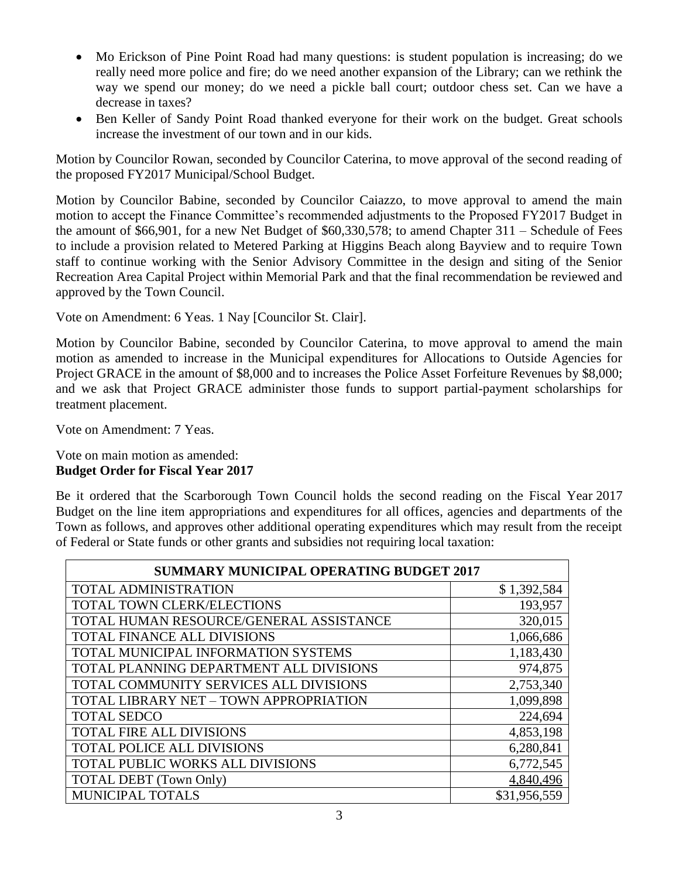- Mo Erickson of Pine Point Road had many questions: is student population is increasing; do we really need more police and fire; do we need another expansion of the Library; can we rethink the way we spend our money; do we need a pickle ball court; outdoor chess set. Can we have a decrease in taxes?
- Ben Keller of Sandy Point Road thanked everyone for their work on the budget. Great schools increase the investment of our town and in our kids.

Motion by Councilor Rowan, seconded by Councilor Caterina, to move approval of the second reading of the proposed FY2017 Municipal/School Budget.

Motion by Councilor Babine, seconded by Councilor Caiazzo, to move approval to amend the main motion to accept the Finance Committee's recommended adjustments to the Proposed FY2017 Budget in the amount of $66,901, for a new Net Budget of $60,330,578; to amend Chapter 311 – Schedule of Fees to include a provision related to Metered Parking at Higgins Beach along Bayview and to require Town staff to continue working with the Senior Advisory Committee in the design and siting of the Senior Recreation Area Capital Project within Memorial Park and that the final recommendation be reviewed and approved by the Town Council.

Vote on Amendment: 6 Yeas. 1 Nay [Councilor St. Clair].

Motion by Councilor Babine, seconded by Councilor Caterina, to move approval to amend the main motion as amended to increase in the Municipal expenditures for Allocations to Outside Agencies for Project GRACE in the amount of $8,000 and to increases the Police Asset Forfeiture Revenues by $8,000; and we ask that Project GRACE administer those funds to support partial-payment scholarships for treatment placement.

Vote on Amendment: 7 Yeas.

Vote on main motion as amended:
**Budget Order for Fiscal Year 2017**

Be it ordered that the Scarborough Town Council holds the second reading on the Fiscal Year 2017 Budget on the line item appropriations and expenditures for all offices, agencies and departments of the Town as follows, and approves other additional operating expenditures which may result from the receipt of Federal or State funds or other grants and subsidies not requiring local taxation:

| SUMMARY MUNICIPAL OPERATING BUDGET 2017 | |
|---|---|
| TOTAL ADMINISTRATION | $ 1,392,584 |
| TOTAL TOWN CLERK/ELECTIONS | 193,957 |
| TOTAL HUMAN RESOURCE/GENERAL ASSISTANCE | 320,015 |
| TOTAL FINANCE ALL DIVISIONS | 1,066,686 |
| TOTAL MUNICIPAL INFORMATION SYSTEMS | 1,183,430 |
| TOTAL PLANNING DEPARTMENT ALL DIVISIONS | 974,875 |
| TOTAL COMMUNITY SERVICES ALL DIVISIONS | 2,753,340 |
| TOTAL LIBRARY NET – TOWN APPROPRIATION | 1,099,898 |
| TOTAL SEDCO | 224,694 |
| TOTAL FIRE ALL DIVISIONS | 4,853,198 |
| TOTAL POLICE ALL DIVISIONS | 6,280,841 |
| TOTAL PUBLIC WORKS ALL DIVISIONS | 6,772,545 |
| TOTAL DEBT (Town Only) | 4,840,496 |
| MUNICIPAL TOTALS | $31,956,559 |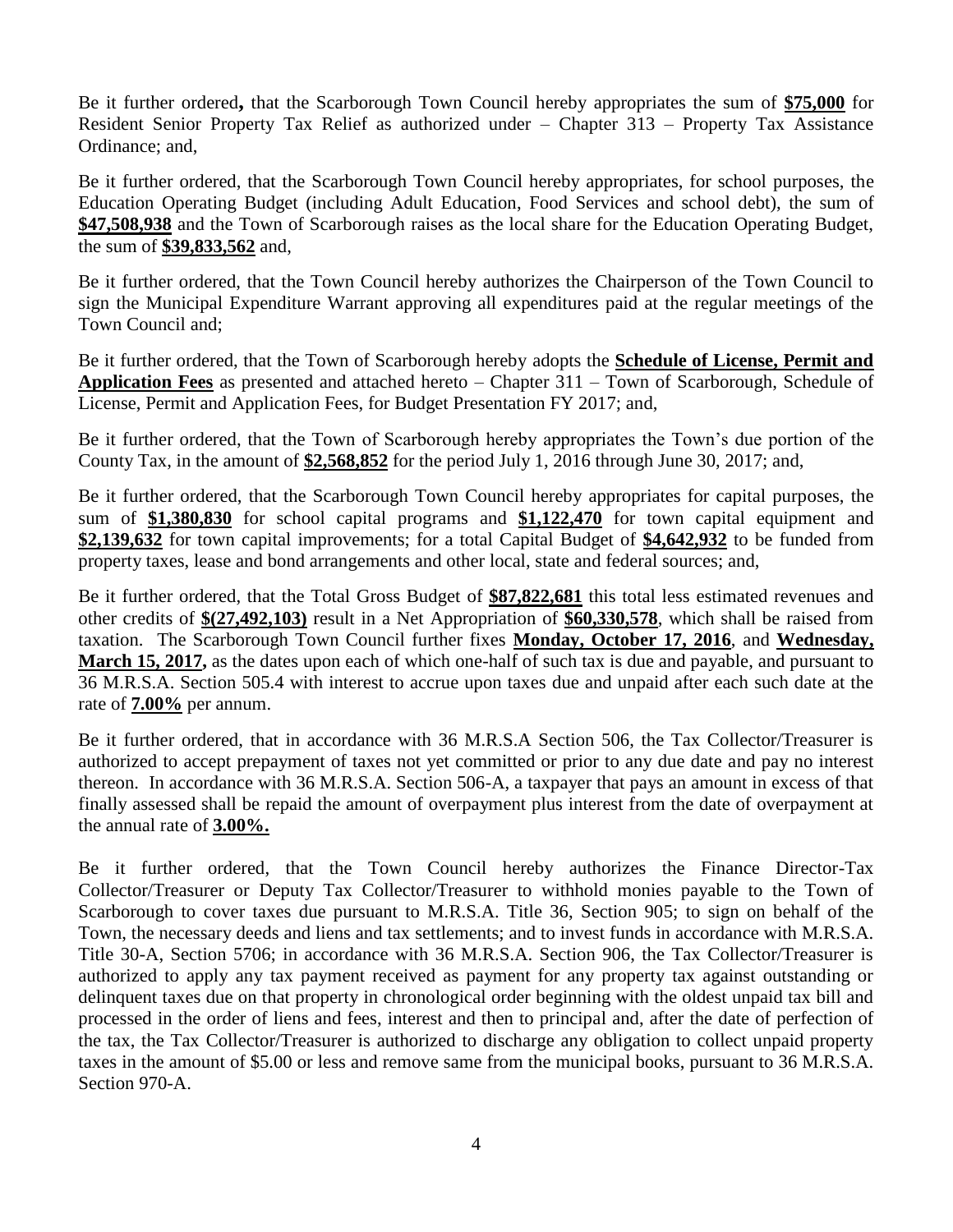Be it further ordered**,** that the Scarborough Town Council hereby appropriates the sum of **$75,000** for Resident Senior Property Tax Relief as authorized under – Chapter 313 – Property Tax Assistance Ordinance; and,

Be it further ordered, that the Scarborough Town Council hereby appropriates, for school purposes, the Education Operating Budget (including Adult Education, Food Services and school debt), the sum of **$47,508,938** and the Town of Scarborough raises as the local share for the Education Operating Budget, the sum of **$39,833,562** and,

Be it further ordered, that the Town Council hereby authorizes the Chairperson of the Town Council to sign the Municipal Expenditure Warrant approving all expenditures paid at the regular meetings of the Town Council and;

Be it further ordered, that the Town of Scarborough hereby adopts the **Schedule of License, Permit and Application Fees** as presented and attached hereto – Chapter 311 – Town of Scarborough, Schedule of License, Permit and Application Fees, for Budget Presentation FY 2017; and,

Be it further ordered, that the Town of Scarborough hereby appropriates the Town's due portion of the County Tax, in the amount of **$2,568,852** for the period July 1, 2016 through June 30, 2017; and,

Be it further ordered, that the Scarborough Town Council hereby appropriates for capital purposes, the sum of **$1,380,830** for school capital programs and **$1,122,470** for town capital equipment and **$2,139,632** for town capital improvements; for a total Capital Budget of **$4,642,932** to be funded from property taxes, lease and bond arrangements and other local, state and federal sources; and,

Be it further ordered, that the Total Gross Budget of **$87,822,681** this total less estimated revenues and other credits of **$(27,492,103)** result in a Net Appropriation of **$60,330,578**, which shall be raised from taxation. The Scarborough Town Council further fixes **Monday, October 17, 2016**, and **Wednesday, March 15, 2017,** as the dates upon each of which one-half of such tax is due and payable, and pursuant to 36 M.R.S.A. Section 505.4 with interest to accrue upon taxes due and unpaid after each such date at the rate of **7.00%** per annum.

Be it further ordered, that in accordance with 36 M.R.S.A Section 506, the Tax Collector/Treasurer is authorized to accept prepayment of taxes not yet committed or prior to any due date and pay no interest thereon. In accordance with 36 M.R.S.A. Section 506-A, a taxpayer that pays an amount in excess of that finally assessed shall be repaid the amount of overpayment plus interest from the date of overpayment at the annual rate of **3.00%.**

Be it further ordered, that the Town Council hereby authorizes the Finance Director-Tax Collector/Treasurer or Deputy Tax Collector/Treasurer to withhold monies payable to the Town of Scarborough to cover taxes due pursuant to M.R.S.A. Title 36, Section 905; to sign on behalf of the Town, the necessary deeds and liens and tax settlements; and to invest funds in accordance with M.R.S.A. Title 30-A, Section 5706; in accordance with 36 M.R.S.A. Section 906, the Tax Collector/Treasurer is authorized to apply any tax payment received as payment for any property tax against outstanding or delinquent taxes due on that property in chronological order beginning with the oldest unpaid tax bill and processed in the order of liens and fees, interest and then to principal and, after the date of perfection of the tax, the Tax Collector/Treasurer is authorized to discharge any obligation to collect unpaid property taxes in the amount of $5.00 or less and remove same from the municipal books, pursuant to 36 M.R.S.A. Section 970-A.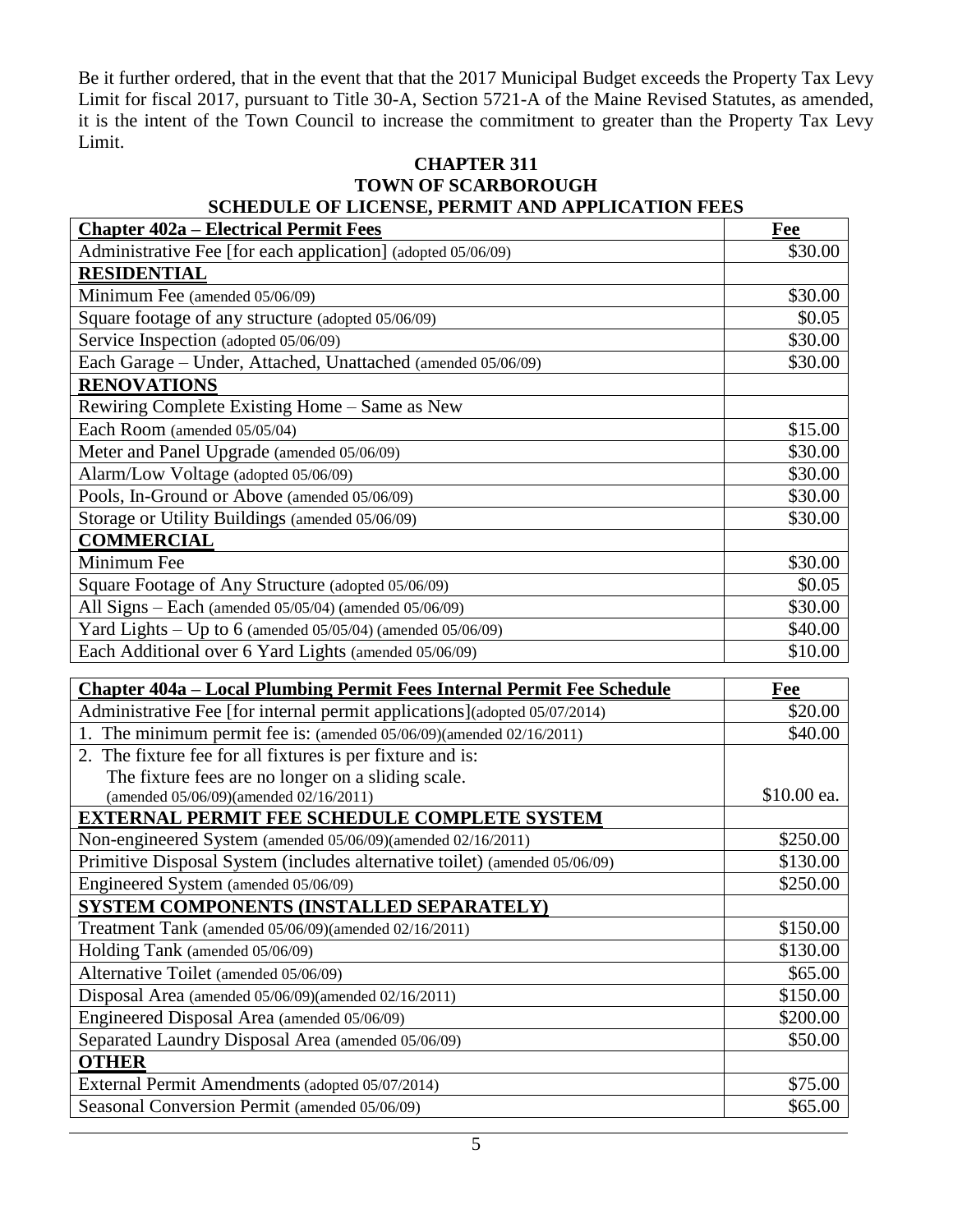Be it further ordered, that in the event that that the 2017 Municipal Budget exceeds the Property Tax Levy Limit for fiscal 2017, pursuant to Title 30-A, Section 5721-A of the Maine Revised Statutes, as amended, it is the intent of the Town Council to increase the commitment to greater than the Property Tax Levy Limit.

**CHAPTER 311**
**TOWN OF SCARBOROUGH**
**SCHEDULE OF LICENSE, PERMIT AND APPLICATION FEES**

| **Chapter 402a – Electrical Permit Fees** | **Fee** |
|---|---|
| Administrative Fee [for each application] (adopted 05/06/09) | $30.00 |
| **RESIDENTIAL** | |
| Minimum Fee (amended 05/06/09) | $30.00 |
| Square footage of any structure (adopted 05/06/09) | $0.05 |
| Service Inspection (adopted 05/06/09) | $30.00 |
| Each Garage – Under, Attached, Unattached (amended 05/06/09) | $30.00 |
| **RENOVATIONS** | |
| Rewiring Complete Existing Home – Same as New | |
| Each Room (amended 05/05/04) | $15.00 |
| Meter and Panel Upgrade (amended 05/06/09) | $30.00 |
| Alarm/Low Voltage (adopted 05/06/09) | $30.00 |
| Pools, In-Ground or Above (amended 05/06/09) | $30.00 |
| Storage or Utility Buildings (amended 05/06/09) | $30.00 |
| **COMMERCIAL** | |
| Minimum Fee | $30.00 |
| Square Footage of Any Structure (adopted 05/06/09) | $0.05 |
| All Signs – Each (amended 05/05/04) (amended 05/06/09) | $30.00 |
| Yard Lights – Up to 6 (amended 05/05/04) (amended 05/06/09) | $40.00 |
| Each Additional over 6 Yard Lights (amended 05/06/09) | $10.00 |

| **Chapter 404a – Local Plumbing Permit Fees Internal Permit Fee Schedule** | **Fee** |
|---|---|
| Administrative Fee [for internal permit applications](adopted 05/07/2014) | $20.00 |
| 1. The minimum permit fee is: (amended 05/06/09)(amended 02/16/2011) | $40.00 |
| 2. The fixture fee for all fixtures is per fixture and is: The fixture fees are no longer on a sliding scale. (amended 05/06/09)(amended 02/16/2011) | $10.00 ea. |
| **EXTERNAL PERMIT FEE SCHEDULE COMPLETE SYSTEM** | |
| Non-engineered System (amended 05/06/09)(amended 02/16/2011) | $250.00 |
| Primitive Disposal System (includes alternative toilet) (amended 05/06/09) | $130.00 |
| Engineered System (amended 05/06/09) | $250.00 |
| **SYSTEM COMPONENTS (INSTALLED SEPARATELY)** | |
| Treatment Tank (amended 05/06/09)(amended 02/16/2011) | $150.00 |
| Holding Tank (amended 05/06/09) | $130.00 |
| Alternative Toilet (amended 05/06/09) | $65.00 |
| Disposal Area (amended 05/06/09)(amended 02/16/2011) | $150.00 |
| Engineered Disposal Area (amended 05/06/09) | $200.00 |
| Separated Laundry Disposal Area (amended 05/06/09) | $50.00 |
| **OTHER** | |
| External Permit Amendments (adopted 05/07/2014) | $75.00 |
| Seasonal Conversion Permit (amended 05/06/09) | $65.00 |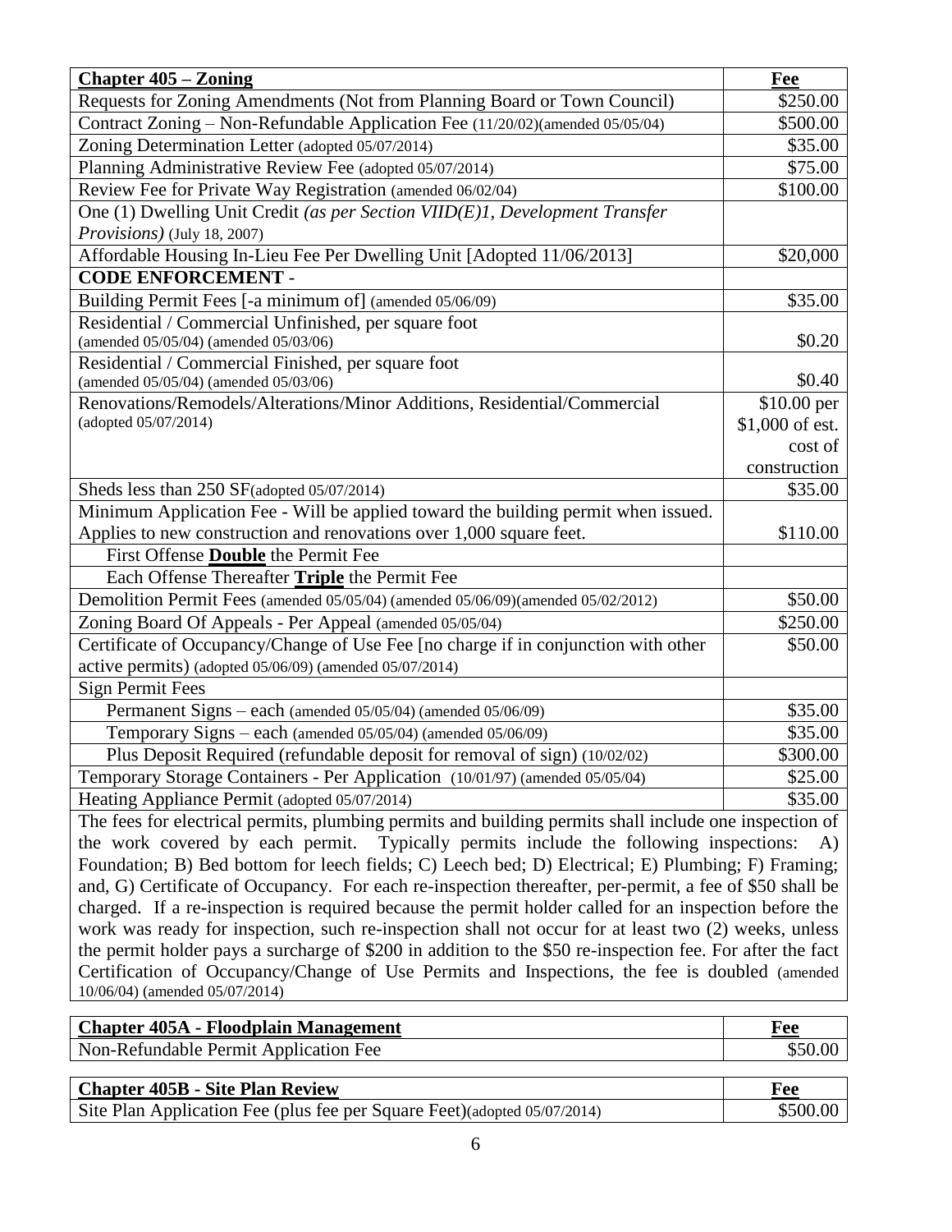| **Chapter 405 – Zoning** | **Fee** |
|---|---|
| Requests for Zoning Amendments (Not from Planning Board or Town Council) | $250.00 |
| Contract Zoning – Non-Refundable Application Fee (11/20/02)(amended 05/05/04) | $500.00 |
| Zoning Determination Letter (adopted 05/07/2014) | $35.00 |
| Planning Administrative Review Fee (adopted 05/07/2014) | $75.00 |
| Review Fee for Private Way Registration (amended 06/02/04) | $100.00 |
| One (1) Dwelling Unit Credit *(as per Section VIID(E)1, Development Transfer Provisions)* (July 18, 2007) | |
| Affordable Housing In-Lieu Fee Per Dwelling Unit [Adopted 11/06/2013] | $20,000 |
| **CODE ENFORCEMENT -** | |
| Building Permit Fees [-a minimum of] (amended 05/06/09) | $35.00 |
| Residential / Commercial Unfinished, per square foot (amended 05/05/04) (amended 05/03/06) | $0.20 |
| Residential / Commercial Finished, per square foot (amended 05/05/04) (amended 05/03/06) | $0.40 |
| Renovations/Remodels/Alterations/Minor Additions, Residential/Commercial (adopted 05/07/2014) | $10.00 per $1,000 of est. cost of construction |
| Sheds less than 250 SF(adopted 05/07/2014) | $35.00 |
| Minimum Application Fee - Will be applied toward the building permit when issued. Applies to new construction and renovations over 1,000 square feet. | $110.00 |
| First Offense **Double** the Permit Fee | |
| Each Offense Thereafter **Triple** the Permit Fee | |
| Demolition Permit Fees (amended 05/05/04) (amended 05/06/09)(amended 05/02/2012) | $50.00 |
| Zoning Board Of Appeals - Per Appeal (amended 05/05/04) | $250.00 |
| Certificate of Occupancy/Change of Use Fee [no charge if in conjunction with other active permits) (adopted 05/06/09) (amended 05/07/2014) | $50.00 |
| Sign Permit Fees | |
| Permanent Signs – each (amended 05/05/04) (amended 05/06/09) | $35.00 |
| Temporary Signs – each (amended 05/05/04) (amended 05/06/09) | $35.00 |
| Plus Deposit Required (refundable deposit for removal of sign) (10/02/02) | $300.00 |
| Temporary Storage Containers - Per Application (10/01/97) (amended 05/05/04) | $25.00 |
| Heating Appliance Permit (adopted 05/07/2014) | $35.00 |

The fees for electrical permits, plumbing permits and building permits shall include one inspection of the work covered by each permit. Typically permits include the following inspections: A) Foundation; B) Bed bottom for leech fields; C) Leech bed; D) Electrical; E) Plumbing; F) Framing; and, G) Certificate of Occupancy. For each re-inspection thereafter, per-permit, a fee of $50 shall be charged. If a re-inspection is required because the permit holder called for an inspection before the work was ready for inspection, such re-inspection shall not occur for at least two (2) weeks, unless the permit holder pays a surcharge of $200 in addition to the $50 re-inspection fee. For after the fact Certification of Occupancy/Change of Use Permits and Inspections, the fee is doubled (amended 10/06/04) (amended 05/07/2014)

| **Chapter 405A - Floodplain Management** | **Fee** |
|---|---|
| Non-Refundable Permit Application Fee | $50.00 |

| **Chapter 405B - Site Plan Review** | **Fee** |
|---|---|
| Site Plan Application Fee (plus fee per Square Feet)(adopted 05/07/2014) | $500.00 |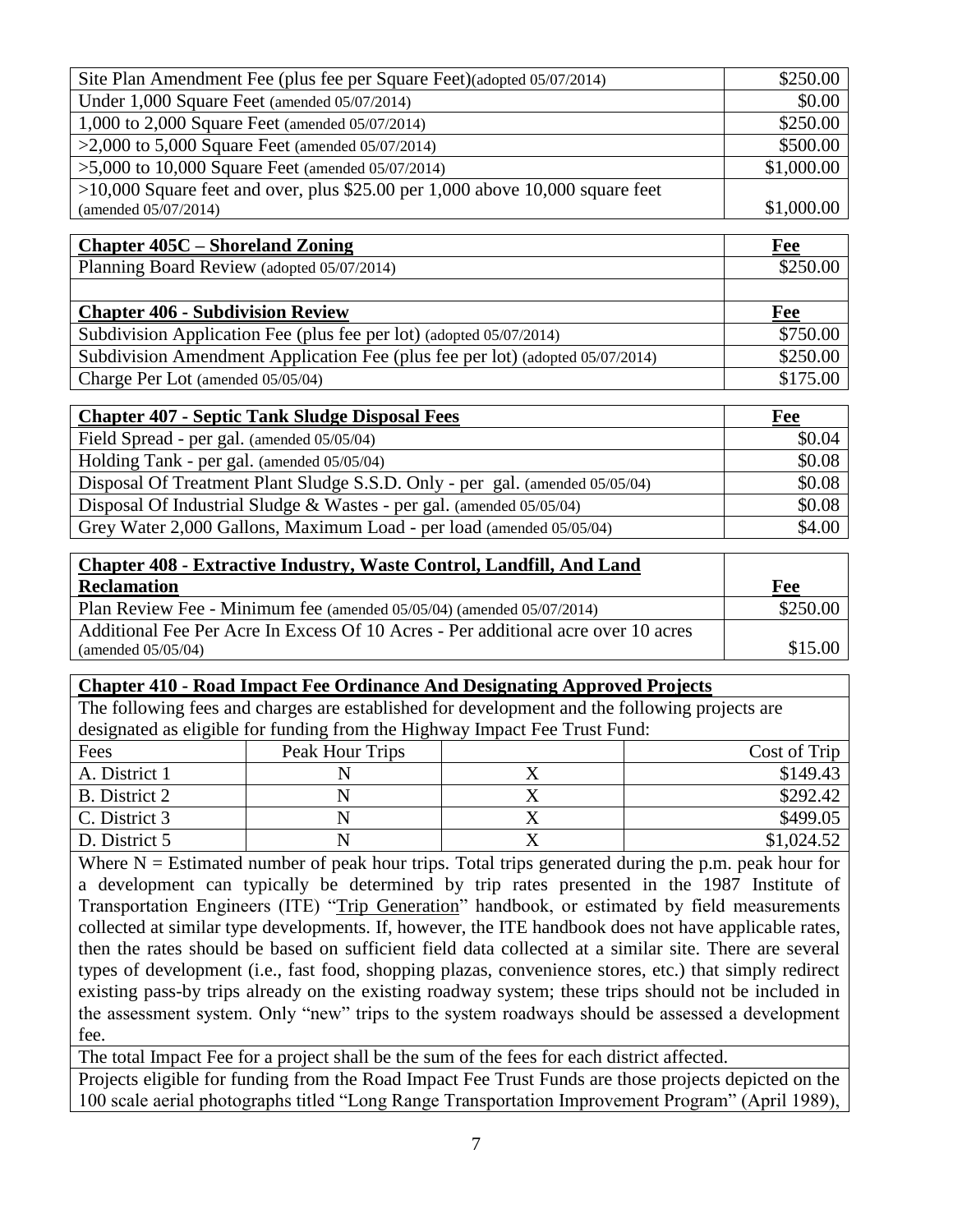| Site Plan Amendment Fee (plus fee per Square Feet)(adopted 05/07/2014) | $250.00 |
|---|---|
| Under 1,000 Square Feet (amended 05/07/2014) | $0.00 |
| 1,000 to 2,000 Square Feet (amended 05/07/2014) | $250.00 |
| >2,000 to 5,000 Square Feet (amended 05/07/2014) | $500.00 |
| >5,000 to 10,000 Square Feet (amended 05/07/2014) | $1,000.00 |
| >10,000 Square feet and over, plus $25.00 per 1,000 above 10,000 square feet (amended 05/07/2014) | $1,000.00 |

| **Chapter 405C – Shoreland Zoning** | **Fee** |
|---|---|
| Planning Board Review (adopted 05/07/2014) | $250.00 |
| | |
| **Chapter 406 - Subdivision Review** | **Fee** |
| Subdivision Application Fee (plus fee per lot) (adopted 05/07/2014) | $750.00 |
| Subdivision Amendment Application Fee (plus fee per lot) (adopted 05/07/2014) | $250.00 |
| Charge Per Lot (amended 05/05/04) | $175.00 |

| **Chapter 407 - Septic Tank Sludge Disposal Fees** | **Fee** |
|---|---|
| Field Spread - per gal. (amended 05/05/04) | $0.04 |
| Holding Tank - per gal. (amended 05/05/04) | $0.08 |
| Disposal Of Treatment Plant Sludge S.S.D. Only - per gal. (amended 05/05/04) | $0.08 |
| Disposal Of Industrial Sludge & Wastes - per gal. (amended 05/05/04) | $0.08 |
| Grey Water 2,000 Gallons, Maximum Load - per load (amended 05/05/04) | $4.00 |

| **Chapter 408 - Extractive Industry, Waste Control, Landfill, And Land Reclamation** | **Fee** |
|---|---|
| Plan Review Fee - Minimum fee (amended 05/05/04) (amended 05/07/2014) | $250.00 |
| Additional Fee Per Acre In Excess Of 10 Acres - Per additional acre over 10 acres (amended 05/05/04) | $15.00 |

**Chapter 410 - Road Impact Fee Ordinance And Designating Approved Projects**

The following fees and charges are established for development and the following projects are designated as eligible for funding from the Highway Impact Fee Trust Fund:

| Fees | Peak Hour Trips | | Cost of Trip |
|---|---|---|---|
| A. District 1 | N | X | $149.43 |
| B. District 2 | N | X | $292.42 |
| C. District 3 | N | X | $499.05 |
| D. District 5 | N | X | $1,024.52 |

Where N = Estimated number of peak hour trips. Total trips generated during the p.m. peak hour for a development can typically be determined by trip rates presented in the 1987 Institute of Transportation Engineers (ITE) "Trip Generation" handbook, or estimated by field measurements collected at similar type developments. If, however, the ITE handbook does not have applicable rates, then the rates should be based on sufficient field data collected at a similar site. There are several types of development (i.e., fast food, shopping plazas, convenience stores, etc.) that simply redirect existing pass-by trips already on the existing roadway system; these trips should not be included in the assessment system. Only "new" trips to the system roadways should be assessed a development fee.

The total Impact Fee for a project shall be the sum of the fees for each district affected.

Projects eligible for funding from the Road Impact Fee Trust Funds are those projects depicted on the 100 scale aerial photographs titled "Long Range Transportation Improvement Program" (April 1989),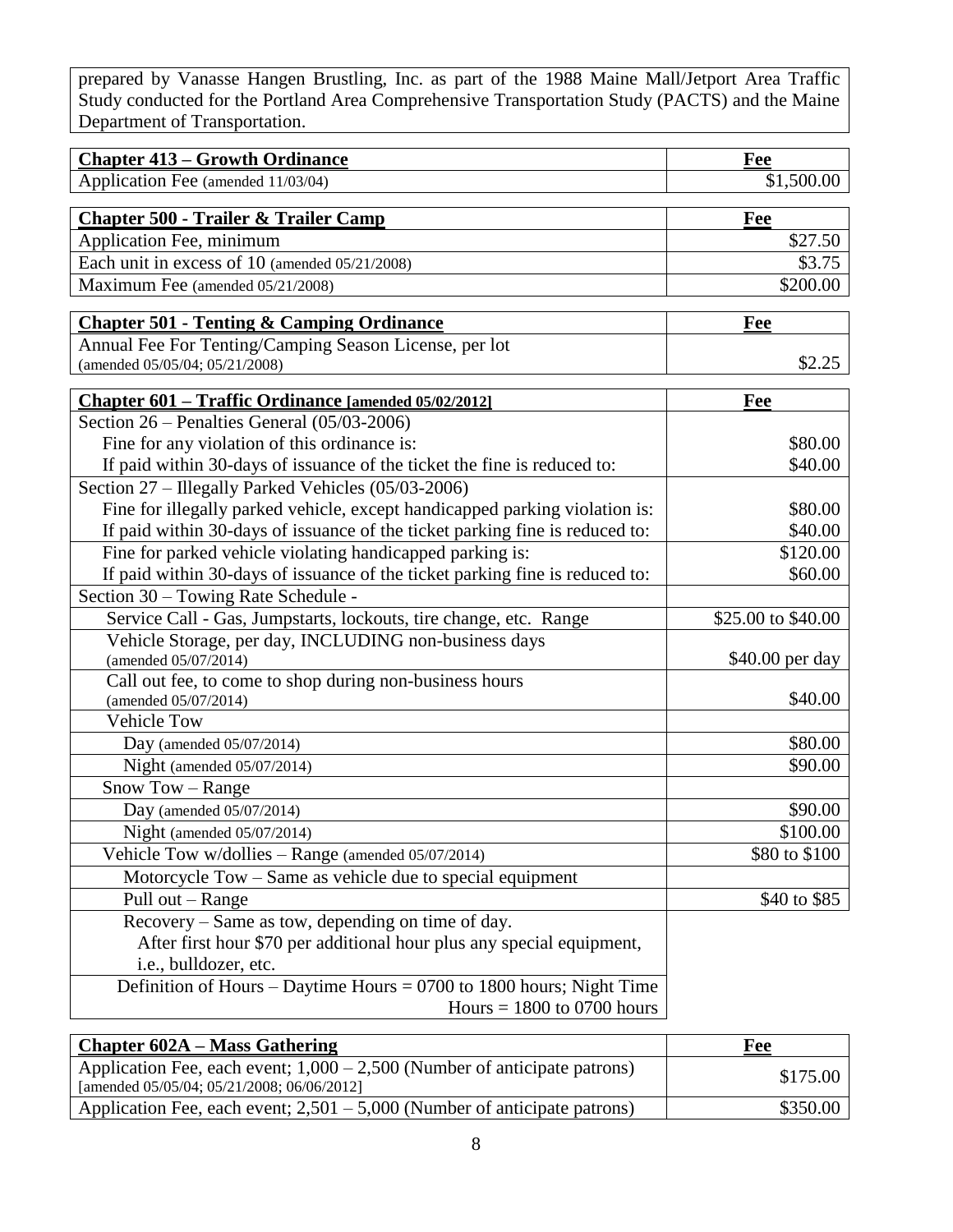prepared by Vanasse Hangen Brustling, Inc. as part of the 1988 Maine Mall/Jetport Area Traffic Study conducted for the Portland Area Comprehensive Transportation Study (PACTS) and the Maine Department of Transportation.

| **Chapter 413 – Growth Ordinance** | **Fee** |
|---|---|
| Application Fee (amended 11/03/04) | $1,500.00 |

| **Chapter 500 - Trailer & Trailer Camp** | **Fee** |
|---|---|
| Application Fee, minimum | $27.50 |
| Each unit in excess of 10 (amended 05/21/2008) | $3.75 |
| Maximum Fee (amended 05/21/2008) | $200.00 |

| **Chapter 501 - Tenting & Camping Ordinance** | **Fee** |
|---|---|
| Annual Fee For Tenting/Camping Season License, per lot (amended 05/05/04; 05/21/2008) | $2.25 |

| **Chapter 601 – Traffic Ordinance [amended 05/02/2012]** | **Fee** |
|---|---|
| Section 26 – Penalties General (05/03-2006) | |
| Fine for any violation of this ordinance is: | $80.00 |
| If paid within 30-days of issuance of the ticket the fine is reduced to: | $40.00 |
| Section 27 – Illegally Parked Vehicles (05/03-2006) | |
| Fine for illegally parked vehicle, except handicapped parking violation is: | $80.00 |
| If paid within 30-days of issuance of the ticket parking fine is reduced to: | $40.00 |
| Fine for parked vehicle violating handicapped parking is: | $120.00 |
| If paid within 30-days of issuance of the ticket parking fine is reduced to: | $60.00 |
| Section 30 – Towing Rate Schedule - | |
| Service Call - Gas, Jumpstarts, lockouts, tire change, etc. Range | $25.00 to $40.00 |
| Vehicle Storage, per day, INCLUDING non-business days (amended 05/07/2014) | $40.00 per day |
| Call out fee, to come to shop during non-business hours (amended 05/07/2014) | $40.00 |
| Vehicle Tow | |
| Day (amended 05/07/2014) | $80.00 |
| Night (amended 05/07/2014) | $90.00 |
| Snow Tow – Range | |
| Day (amended 05/07/2014) | $90.00 |
| Night (amended 05/07/2014) | $100.00 |
| Vehicle Tow w/dollies – Range (amended 05/07/2014) | $80 to $100 |
| Motorcycle Tow – Same as vehicle due to special equipment | |
| Pull out – Range | $40 to $85 |
| Recovery – Same as tow, depending on time of day. After first hour $70 per additional hour plus any special equipment, i.e., bulldozer, etc. | |
| Definition of Hours – Daytime Hours = 0700 to 1800 hours; Night Time Hours = 1800 to 0700 hours | |

| **Chapter 602A – Mass Gathering** | **Fee** |
|---|---|
| Application Fee, each event; 1,000 – 2,500 (Number of anticipate patrons) [amended 05/05/04; 05/21/2008; 06/06/2012] | $175.00 |
| Application Fee, each event; 2,501 – 5,000 (Number of anticipate patrons) | $350.00 |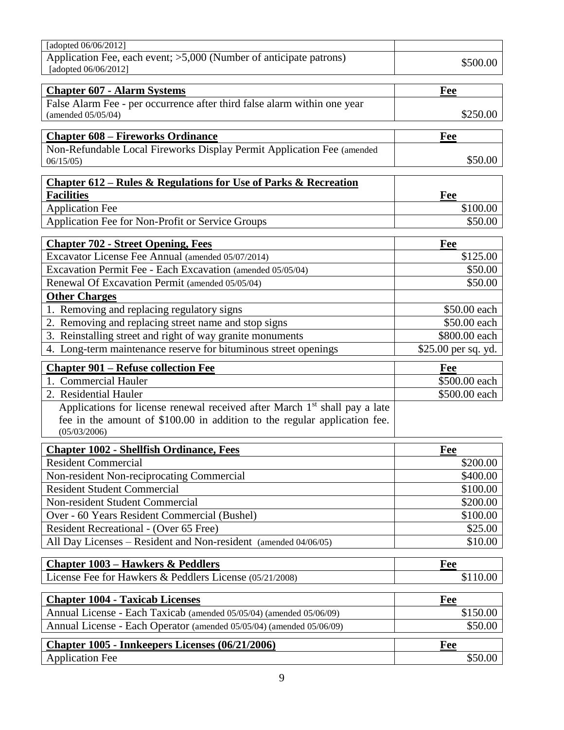| [adopted 06/06/2012] | |
|---|---|
| Application Fee, each event; >5,000 (Number of anticipate patrons) [adopted 06/06/2012] | $500.00 |

| **Chapter 607 - Alarm Systems** | **Fee** |
|---|---|
| False Alarm Fee - per occurrence after third false alarm within one year (amended 05/05/04) | $250.00 |

| **Chapter 608 – Fireworks Ordinance** | **Fee** |
|---|---|
| Non-Refundable Local Fireworks Display Permit Application Fee (amended 06/15/05) | $50.00 |

| **Chapter 612 – Rules & Regulations for Use of Parks & Recreation Facilities** | **Fee** |
|---|---|
| Application Fee | $100.00 |
| Application Fee for Non-Profit or Service Groups | $50.00 |

| **Chapter 702 - Street Opening, Fees** | **Fee** |
|---|---|
| Excavator License Fee Annual (amended 05/07/2014) | $125.00 |
| Excavation Permit Fee - Each Excavation (amended 05/05/04) | $50.00 |
| Renewal Of Excavation Permit (amended 05/05/04) | $50.00 |
| **Other Charges** | |
| 1. Removing and replacing regulatory signs | $50.00 each |
| 2. Removing and replacing street name and stop signs | $50.00 each |
| 3. Reinstalling street and right of way granite monuments | $800.00 each |
| 4. Long-term maintenance reserve for bituminous street openings | $25.00 per sq. yd. |

| **Chapter 901 – Refuse collection Fee** | **Fee** |
|---|---|
| 1. Commercial Hauler | $500.00 each |
| 2. Residential Hauler | $500.00 each |
| Applications for license renewal received after March 1st shall pay a late fee in the amount of $100.00 in addition to the regular application fee. (05/03/2006) | |

| **Chapter 1002 - Shellfish Ordinance, Fees** | **Fee** |
|---|---|
| Resident Commercial | $200.00 |
| Non-resident Non-reciprocating Commercial | $400.00 |
| Resident Student Commercial | $100.00 |
| Non-resident Student Commercial | $200.00 |
| Over - 60 Years Resident Commercial (Bushel) | $100.00 |
| Resident Recreational - (Over 65 Free) | $25.00 |
| All Day Licenses – Resident and Non-resident (amended 04/06/05) | $10.00 |

| **Chapter 1003 – Hawkers & Peddlers** | **Fee** |
|---|---|
| License Fee for Hawkers & Peddlers License (05/21/2008) | $110.00 |

| **Chapter 1004 - Taxicab Licenses** | **Fee** |
|---|---|
| Annual License - Each Taxicab (amended 05/05/04) (amended 05/06/09) | $150.00 |
| Annual License - Each Operator (amended 05/05/04) (amended 05/06/09) | $50.00 |

| **Chapter 1005 - Innkeepers Licenses (06/21/2006)** | **Fee** |
|---|---|
| Application Fee | $50.00 |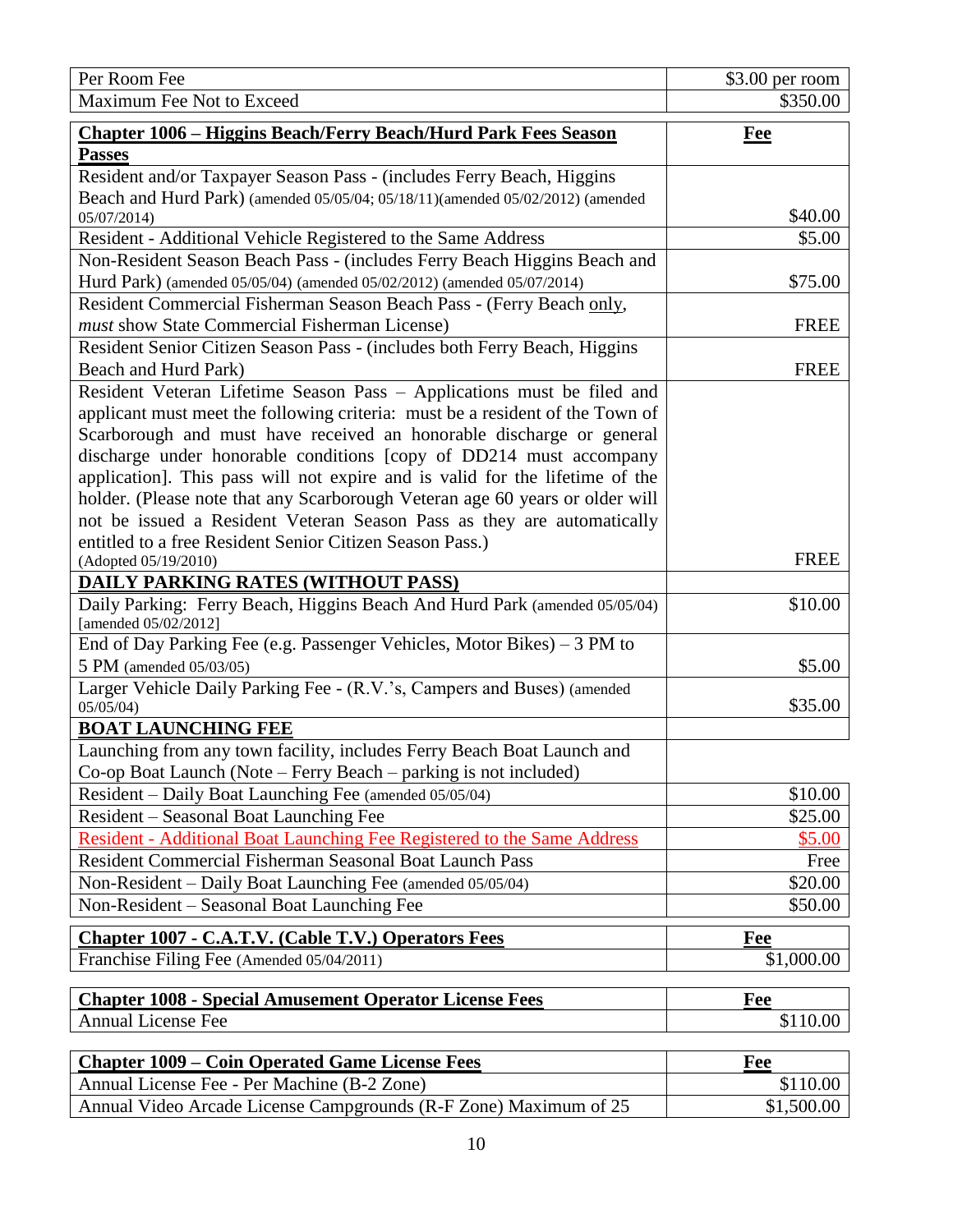| Per Room Fee | $3.00 per room |
|---|---|
| Maximum Fee Not to Exceed | $350.00 |

| **Chapter 1006 – Higgins Beach/Ferry Beach/Hurd Park Fees Season Passes** | **Fee** |
|---|---|
| Resident and/or Taxpayer Season Pass - (includes Ferry Beach, Higgins Beach and Hurd Park) (amended 05/05/04; 05/18/11)(amended 05/02/2012) (amended 05/07/2014) | $40.00 |
| Resident - Additional Vehicle Registered to the Same Address | $5.00 |
| Non-Resident Season Beach Pass - (includes Ferry Beach Higgins Beach and Hurd Park) (amended 05/05/04) (amended 05/02/2012) (amended 05/07/2014) | $75.00 |
| Resident Commercial Fisherman Season Beach Pass - (Ferry Beach only, *must* show State Commercial Fisherman License) | FREE |
| Resident Senior Citizen Season Pass - (includes both Ferry Beach, Higgins Beach and Hurd Park) | FREE |
| Resident Veteran Lifetime Season Pass – Applications must be filed and applicant must meet the following criteria: must be a resident of the Town of Scarborough and must have received an honorable discharge or general discharge under honorable conditions [copy of DD214 must accompany application]. This pass will not expire and is valid for the lifetime of the holder. (Please note that any Scarborough Veteran age 60 years or older will not be issued a Resident Veteran Season Pass as they are automatically entitled to a free Resident Senior Citizen Season Pass.) (Adopted 05/19/2010) | FREE |
| **DAILY PARKING RATES (WITHOUT PASS)** | |
| Daily Parking: Ferry Beach, Higgins Beach And Hurd Park (amended 05/05/04) [amended 05/02/2012] | $10.00 |
| End of Day Parking Fee (e.g. Passenger Vehicles, Motor Bikes) – 3 PM to 5 PM (amended 05/03/05) | $5.00 |
| Larger Vehicle Daily Parking Fee - (R.V.'s, Campers and Buses) (amended 05/05/04) | $35.00 |
| **BOAT LAUNCHING FEE** | |
| Launching from any town facility, includes Ferry Beach Boat Launch and Co-op Boat Launch (Note – Ferry Beach – parking is not included) | |
| Resident – Daily Boat Launching Fee (amended 05/05/04) | $10.00 |
| Resident – Seasonal Boat Launching Fee | $25.00 |
| Resident - Additional Boat Launching Fee Registered to the Same Address | $5.00 |
| Resident Commercial Fisherman Seasonal Boat Launch Pass | Free |
| Non-Resident – Daily Boat Launching Fee (amended 05/05/04) | $20.00 |
| Non-Resident – Seasonal Boat Launching Fee | $50.00 |

| **Chapter 1007 - C.A.T.V. (Cable T.V.) Operators Fees** | **Fee** |
|---|---|
| Franchise Filing Fee (Amended 05/04/2011) | $1,000.00 |

| **Chapter 1008 - Special Amusement Operator License Fees** | **Fee** |
|---|---|
| Annual License Fee | $110.00 |

| **Chapter 1009 – Coin Operated Game License Fees** | **Fee** |
|---|---|
| Annual License Fee - Per Machine (B-2 Zone) | $110.00 |
| Annual Video Arcade License Campgrounds (R-F Zone) Maximum of 25 | $1,500.00 |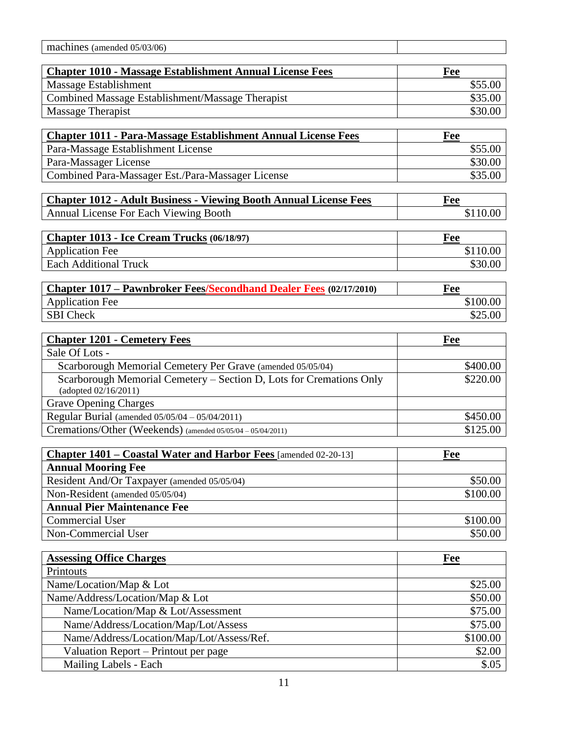| machines (amended 05/03/06) | |
|---|---|

| **Chapter 1010 - Massage Establishment Annual License Fees** | **Fee** |
|---|---|
| Massage Establishment | $55.00 |
| Combined Massage Establishment/Massage Therapist | $35.00 |
| Massage Therapist | $30.00 |

| **Chapter 1011 - Para-Massage Establishment Annual License Fees** | **Fee** |
|---|---|
| Para-Massage Establishment License | $55.00 |
| Para-Massager License | $30.00 |
| Combined Para-Massager Est./Para-Massager License | $35.00 |

| **Chapter 1012 - Adult Business - Viewing Booth Annual License Fees** | **Fee** |
|---|---|
| Annual License For Each Viewing Booth | $110.00 |

| **Chapter 1013 - Ice Cream Trucks (06/18/97)** | **Fee** |
|---|---|
| Application Fee | $110.00 |
| Each Additional Truck | $30.00 |

| **Chapter 1017 – Pawnbroker Fees/Secondhand Dealer Fees (02/17/2010)** | **Fee** |
|---|---|
| Application Fee | $100.00 |
| SBI Check | $25.00 |

| **Chapter 1201 - Cemetery Fees** | **Fee** |
|---|---|
| Sale Of Lots - | |
| Scarborough Memorial Cemetery Per Grave (amended 05/05/04) | $400.00 |
| Scarborough Memorial Cemetery – Section D, Lots for Cremations Only (adopted 02/16/2011) | $220.00 |
| Grave Opening Charges | |
| Regular Burial (amended 05/05/04 – 05/04/2011) | $450.00 |
| Cremations/Other (Weekends) (amended 05/05/04 – 05/04/2011) | $125.00 |

| **Chapter 1401 – Coastal Water and Harbor Fees** [amended 02-20-13] | **Fee** |
|---|---|
| **Annual Mooring Fee** | |
| Resident And/Or Taxpayer (amended 05/05/04) | $50.00 |
| Non-Resident (amended 05/05/04) | $100.00 |
| **Annual Pier Maintenance Fee** | |
| Commercial User | $100.00 |
| Non-Commercial User | $50.00 |

| **Assessing Office Charges** | **Fee** |
|---|---|
| Printouts | |
| Name/Location/Map & Lot | $25.00 |
| Name/Address/Location/Map & Lot | $50.00 |
| Name/Location/Map & Lot/Assessment | $75.00 |
| Name/Address/Location/Map/Lot/Assess | $75.00 |
| Name/Address/Location/Map/Lot/Assess/Ref. | $100.00 |
| Valuation Report – Printout per page | $2.00 |
| Mailing Labels - Each | $.05 |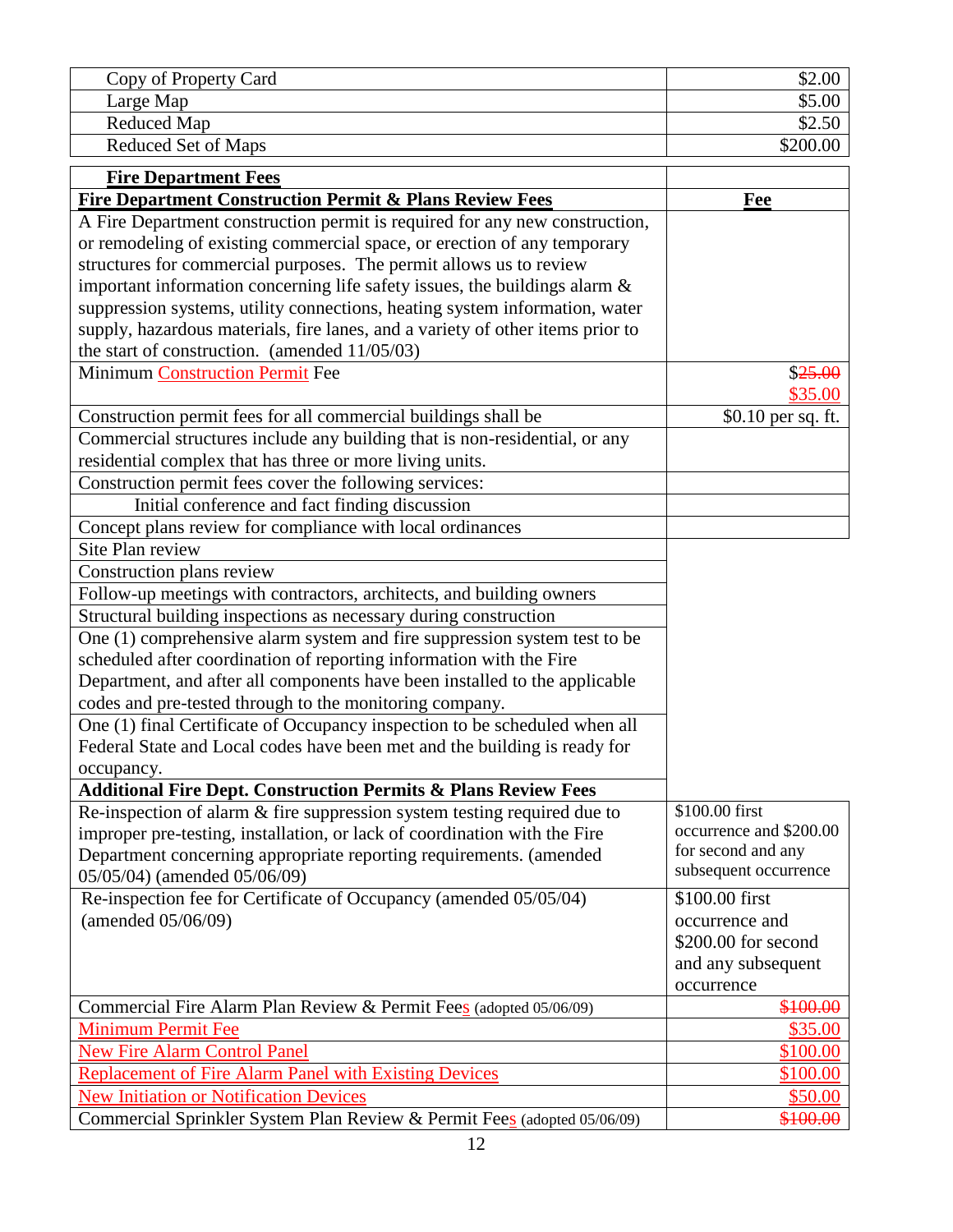| | |
|---|---|
| Copy of Property Card | $2.00 |
| Large Map | $5.00 |
| Reduced Map | $2.50 |
| Reduced Set of Maps | $200.00 |

| **Fire Department Fees** | |
|---|---|
| **Fire Department Construction Permit & Plans Review Fees** | **Fee** |
| A Fire Department construction permit is required for any new construction, or remodeling of existing commercial space, or erection of any temporary structures for commercial purposes. The permit allows us to review important information concerning life safety issues, the buildings alarm & suppression systems, utility connections, heating system information, water supply, hazardous materials, fire lanes, and a variety of other items prior to the start of construction. (amended 11/05/03) | |
| Minimum Construction Permit Fee | $~~25.00~~ $35.00 |
| Construction permit fees for all commercial buildings shall be | $0.10 per sq. ft. |
| Commercial structures include any building that is non-residential, or any residential complex that has three or more living units. | |
| Construction permit fees cover the following services: | |
| Initial conference and fact finding discussion | |
| Concept plans review for compliance with local ordinances | |
| Site Plan review | |
| Construction plans review | |
| Follow-up meetings with contractors, architects, and building owners | |
| Structural building inspections as necessary during construction | |
| One (1) comprehensive alarm system and fire suppression system test to be scheduled after coordination of reporting information with the Fire Department, and after all components have been installed to the applicable codes and pre-tested through to the monitoring company. | |
| One (1) final Certificate of Occupancy inspection to be scheduled when all Federal State and Local codes have been met and the building is ready for occupancy. | |
| **Additional Fire Dept. Construction Permits & Plans Review Fees** | |
| Re-inspection of alarm & fire suppression system testing required due to improper pre-testing, installation, or lack of coordination with the Fire Department concerning appropriate reporting requirements. (amended 05/05/04) (amended 05/06/09) | $100.00 first occurrence and $200.00 for second and any subsequent occurrence |
| Re-inspection fee for Certificate of Occupancy (amended 05/05/04) (amended 05/06/09) | $100.00 first occurrence and $200.00 for second and any subsequent occurrence |
| Commercial Fire Alarm Plan Review & Permit Fees (adopted 05/06/09) | ~~$100.00~~ |
| Minimum Permit Fee | $35.00 |
| New Fire Alarm Control Panel | $100.00 |
| Replacement of Fire Alarm Panel with Existing Devices | $100.00 |
| New Initiation or Notification Devices | $50.00 |
| Commercial Sprinkler System Plan Review & Permit Fees (adopted 05/06/09) | ~~$100.00~~ |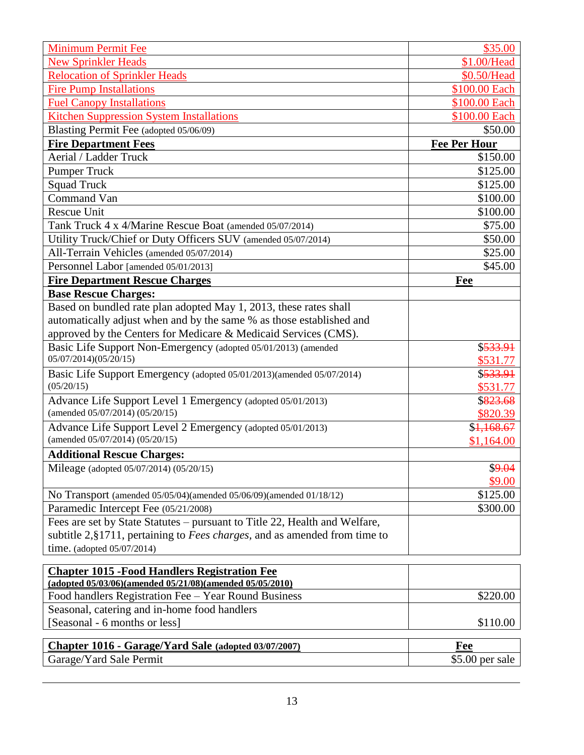| Minimum Permit Fee | $35.00 |
|---|---|
| New Sprinkler Heads | $1.00/Head |
| Relocation of Sprinkler Heads | $0.50/Head |
| Fire Pump Installations | $100.00 Each |
| Fuel Canopy Installations | $100.00 Each |
| Kitchen Suppression System Installations | $100.00 Each |
| Blasting Permit Fee (adopted 05/06/09) | $50.00 |
| **Fire Department Fees** | **Fee Per Hour** |
| Aerial / Ladder Truck | $150.00 |
| Pumper Truck | $125.00 |
| Squad Truck | $125.00 |
| Command Van | $100.00 |
| Rescue Unit | $100.00 |
| Tank Truck 4 x 4/Marine Rescue Boat (amended 05/07/2014) | $75.00 |
| Utility Truck/Chief or Duty Officers SUV (amended 05/07/2014) | $50.00 |
| All-Terrain Vehicles (amended 05/07/2014) | $25.00 |
| Personnel Labor [amended 05/01/2013] | $45.00 |
| **Fire Department Rescue Charges** | **Fee** |
| **Base Rescue Charges:** | |
| Based on bundled rate plan adopted May 1, 2013, these rates shall automatically adjust when and by the same % as those established and approved by the Centers for Medicare & Medicaid Services (CMS). | |
| Basic Life Support Non-Emergency (adopted 05/01/2013) (amended 05/07/2014)(05/20/15) | $~~533.91~~ $531.77 |
| Basic Life Support Emergency (adopted 05/01/2013)(amended 05/07/2014) (05/20/15) | $~~533.91~~ $531.77 |
| Advance Life Support Level 1 Emergency (adopted 05/01/2013) (amended 05/07/2014) (05/20/15) | $~~823.68~~ $820.39 |
| Advance Life Support Level 2 Emergency (adopted 05/01/2013) (amended 05/07/2014) (05/20/15) | $~~1,168.67~~ $1,164.00 |
| **Additional Rescue Charges:** | |
| Mileage (adopted 05/07/2014) (05/20/15) | $~~9.04~~ $9.00 |
| No Transport (amended 05/05/04)(amended 05/06/09)(amended 01/18/12) | $125.00 |
| Paramedic Intercept Fee (05/21/2008) | $300.00 |
| Fees are set by State Statutes – pursuant to Title 22, Health and Welfare, subtitle 2,§1711, pertaining to *Fees charges*, and as amended from time to time. (adopted 05/07/2014) | |

| **Chapter 1015 -Food Handlers Registration Fee (adopted 05/03/06)(amended 05/21/08)(amended 05/05/2010)** | |
|---|---|
| Food handlers Registration Fee – Year Round Business | $220.00 |
| Seasonal, catering and in-home food handlers [Seasonal - 6 months or less] | $110.00 |

| **Chapter 1016 - Garage/Yard Sale (adopted 03/07/2007)** | **Fee** |
|---|---|
| Garage/Yard Sale Permit | $5.00 per sale |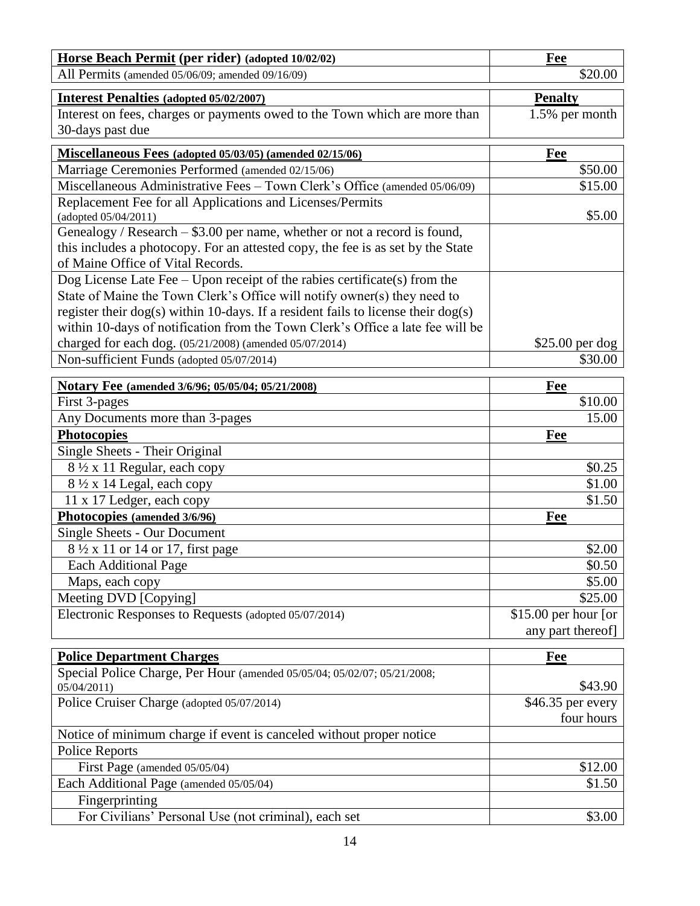| **Horse Beach Permit (per rider)** (adopted 10/02/02) | **Fee** |
|---|---|
| All Permits (amended 05/06/09; amended 09/16/09) | $20.00 |

| **Interest Penalties** (adopted 05/02/2007) | **Penalty** |
|---|---|
| Interest on fees, charges or payments owed to the Town which are more than 30-days past due | 1.5% per month |

| **Miscellaneous Fees** (adopted 05/03/05) (amended 02/15/06) | **Fee** |
|---|---|
| Marriage Ceremonies Performed (amended 02/15/06) | $50.00 |
| Miscellaneous Administrative Fees – Town Clerk's Office (amended 05/06/09) | $15.00 |
| Replacement Fee for all Applications and Licenses/Permits (adopted 05/04/2011) | $5.00 |
| Genealogy / Research – $3.00 per name, whether or not a record is found, this includes a photocopy. For an attested copy, the fee is as set by the State of Maine Office of Vital Records. | |
| Dog License Late Fee – Upon receipt of the rabies certificate(s) from the State of Maine the Town Clerk's Office will notify owner(s) they need to register their dog(s) within 10-days. If a resident fails to license their dog(s) within 10-days of notification from the Town Clerk's Office a late fee will be charged for each dog. (05/21/2008) (amended 05/07/2014) | $25.00 per dog |
| Non-sufficient Funds (adopted 05/07/2014) | $30.00 |

| **Notary Fee** (amended 3/6/96; 05/05/04; 05/21/2008) | **Fee** |
|---|---|
| First 3-pages | $10.00 |
| Any Documents more than 3-pages | 15.00 |
| **Photocopies** | **Fee** |
| Single Sheets - Their Original | |
| 8 ½ x 11 Regular, each copy | $0.25 |
| 8 ½ x 14 Legal, each copy | $1.00 |
| 11 x 17 Ledger, each copy | $1.50 |
| **Photocopies** (amended 3/6/96) | **Fee** |
| Single Sheets - Our Document | |
| 8 ½ x 11 or 14 or 17, first page | $2.00 |
| Each Additional Page | $0.50 |
| Maps, each copy | $5.00 |
| Meeting DVD [Copying] | $25.00 |
| Electronic Responses to Requests (adopted 05/07/2014) | $15.00 per hour [or any part thereof] |

| **Police Department Charges** | **Fee** |
|---|---|
| Special Police Charge, Per Hour (amended 05/05/04; 05/02/07; 05/21/2008; 05/04/2011) | $43.90 |
| Police Cruiser Charge (adopted 05/07/2014) | $46.35 per every four hours |
| Notice of minimum charge if event is canceled without proper notice | |
| Police Reports | |
| First Page (amended 05/05/04) | $12.00 |
| Each Additional Page (amended 05/05/04) | $1.50 |
| Fingerprinting | |
| For Civilians' Personal Use (not criminal), each set | $3.00 |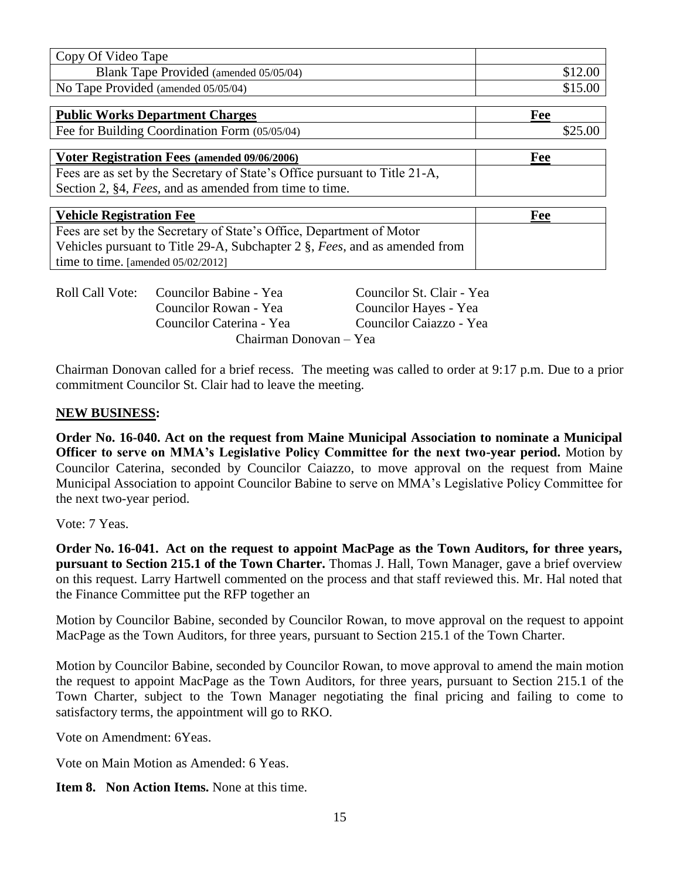| Copy Of Video Tape | |
|---|---|
| Blank Tape Provided (amended 05/05/04) | $12.00 |
| No Tape Provided (amended 05/05/04) | $15.00 |

| **Public Works Department Charges** | **Fee** |
|---|---|
| Fee for Building Coordination Form (05/05/04) | $25.00 |

| **Voter Registration Fees (amended 09/06/2006)** | **Fee** |
|---|---|
| Fees are as set by the Secretary of State's Office pursuant to Title 21-A, Section 2, §4, *Fees*, and as amended from time to time. | |

| **Vehicle Registration Fee** | **Fee** |
|---|---|
| Fees are set by the Secretary of State's Office, Department of Motor Vehicles pursuant to Title 29-A, Subchapter 2 §, *Fees*, and as amended from time to time. [amended 05/02/2012] | |

Roll Call Vote: Councilor Babine - Yea, Councilor St. Clair - Yea, Councilor Rowan - Yea, Councilor Hayes - Yea, Councilor Caterina - Yea, Councilor Caiazzo - Yea, Chairman Donovan – Yea

Chairman Donovan called for a brief recess. The meeting was called to order at 9:17 p.m. Due to a prior commitment Councilor St. Clair had to leave the meeting.

**NEW BUSINESS:**

**Order No. 16-040. Act on the request from Maine Municipal Association to nominate a Municipal Officer to serve on MMA's Legislative Policy Committee for the next two-year period.** Motion by Councilor Caterina, seconded by Councilor Caiazzo, to move approval on the request from Maine Municipal Association to appoint Councilor Babine to serve on MMA's Legislative Policy Committee for the next two-year period.

Vote: 7 Yeas.

**Order No. 16-041. Act on the request to appoint MacPage as the Town Auditors, for three years, pursuant to Section 215.1 of the Town Charter.** Thomas J. Hall, Town Manager, gave a brief overview on this request. Larry Hartwell commented on the process and that staff reviewed this. Mr. Hal noted that the Finance Committee put the RFP together an

Motion by Councilor Babine, seconded by Councilor Rowan, to move approval on the request to appoint MacPage as the Town Auditors, for three years, pursuant to Section 215.1 of the Town Charter.

Motion by Councilor Babine, seconded by Councilor Rowan, to move approval to amend the main motion the request to appoint MacPage as the Town Auditors, for three years, pursuant to Section 215.1 of the Town Charter, subject to the Town Manager negotiating the final pricing and failing to come to satisfactory terms, the appointment will go to RKO.

Vote on Amendment: 6Yeas.

Vote on Main Motion as Amended: 6 Yeas.

**Item 8. Non Action Items.** None at this time.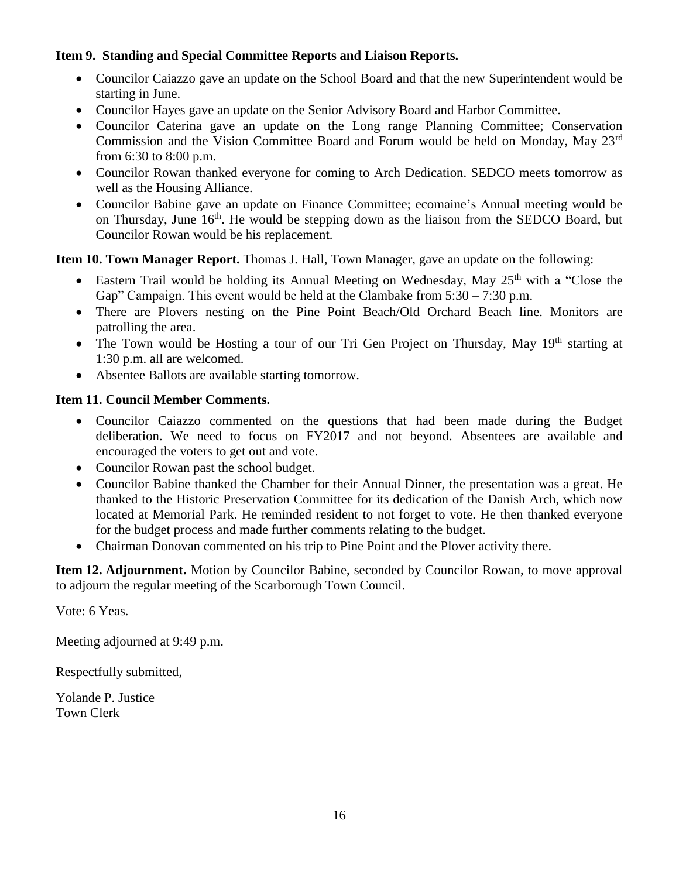**Item 9. Standing and Special Committee Reports and Liaison Reports.**

- Councilor Caiazzo gave an update on the School Board and that the new Superintendent would be starting in June.
- Councilor Hayes gave an update on the Senior Advisory Board and Harbor Committee.
- Councilor Caterina gave an update on the Long range Planning Committee; Conservation Commission and the Vision Committee Board and Forum would be held on Monday, May 23rd from 6:30 to 8:00 p.m.
- Councilor Rowan thanked everyone for coming to Arch Dedication. SEDCO meets tomorrow as well as the Housing Alliance.
- Councilor Babine gave an update on Finance Committee; ecomaine's Annual meeting would be on Thursday, June 16th. He would be stepping down as the liaison from the SEDCO Board, but Councilor Rowan would be his replacement.

**Item 10. Town Manager Report.** Thomas J. Hall, Town Manager, gave an update on the following:

- Eastern Trail would be holding its Annual Meeting on Wednesday, May 25th with a "Close the Gap" Campaign. This event would be held at the Clambake from 5:30 – 7:30 p.m.
- There are Plovers nesting on the Pine Point Beach/Old Orchard Beach line. Monitors are patrolling the area.
- The Town would be Hosting a tour of our Tri Gen Project on Thursday, May 19th starting at 1:30 p.m. all are welcomed.
- Absentee Ballots are available starting tomorrow.

**Item 11. Council Member Comments.**

- Councilor Caiazzo commented on the questions that had been made during the Budget deliberation. We need to focus on FY2017 and not beyond. Absentees are available and encouraged the voters to get out and vote.
- Councilor Rowan past the school budget.
- Councilor Babine thanked the Chamber for their Annual Dinner, the presentation was a great. He thanked to the Historic Preservation Committee for its dedication of the Danish Arch, which now located at Memorial Park. He reminded resident to not forget to vote. He then thanked everyone for the budget process and made further comments relating to the budget.
- Chairman Donovan commented on his trip to Pine Point and the Plover activity there.

**Item 12. Adjournment.** Motion by Councilor Babine, seconded by Councilor Rowan, to move approval to adjourn the regular meeting of the Scarborough Town Council.

Vote: 6 Yeas.

Meeting adjourned at 9:49 p.m.

Respectfully submitted,

Yolande P. Justice
Town Clerk